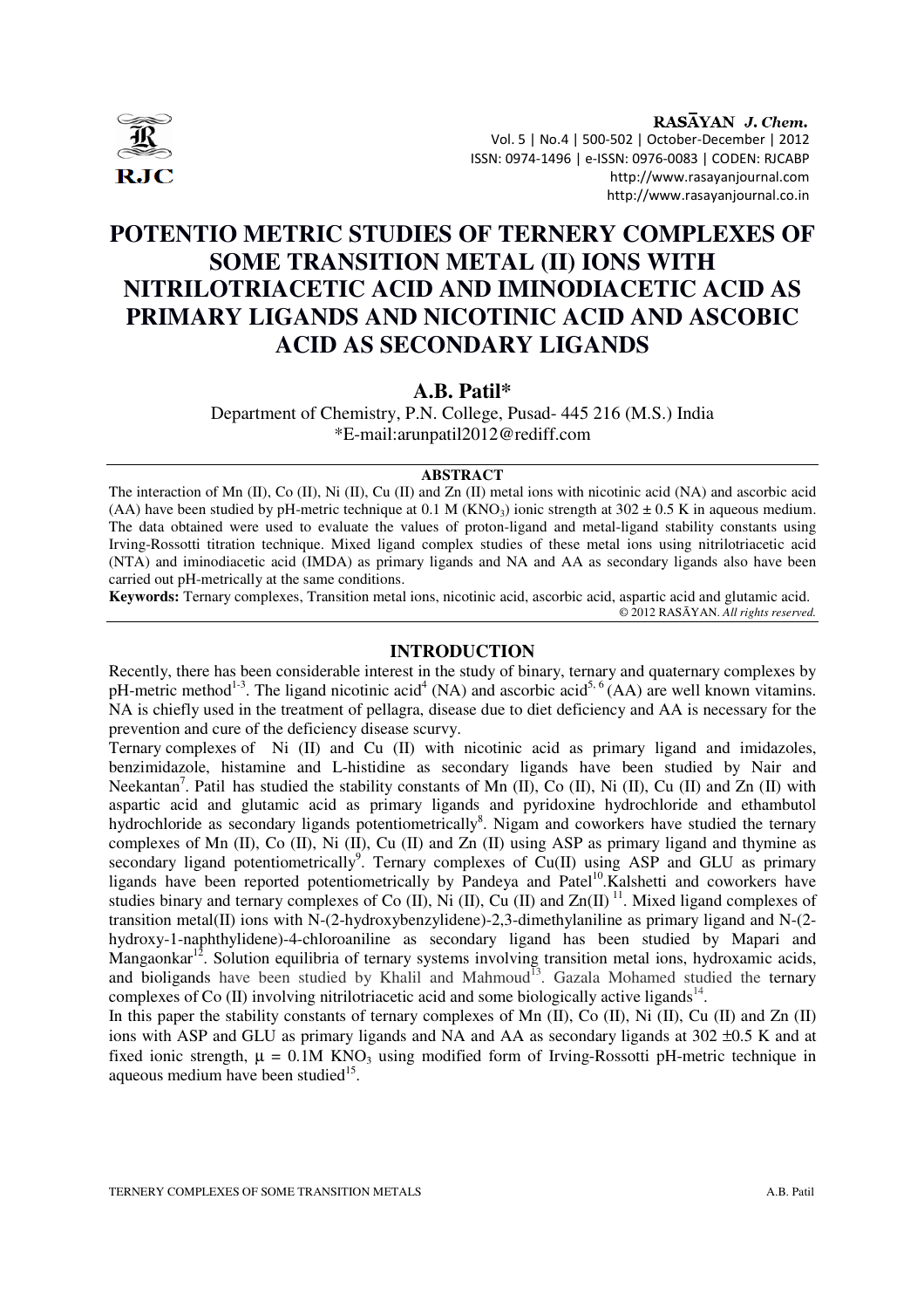# POTENTIO METRIC STUDIES OF TERNERY COMPLEXES OF SOME TRANSITION METAL (II) IONS WITH NITRILOTRIACETIC ACID AND IMINODIACETIC ACID AS PRIMARY LIGANDS AND NICOTINIC ACID AND ASCOBIC ACID AS SECONDARY LIGANDS

**A.B. Patil***

Department of Chemistry, P.N. College, Pusad- 445 216 (M.S.) India
*E-mail:arunpatil2012@rediff.com

## ABSTRACT

The interaction of Mn (II), Co (II), Ni (II), Cu (II) and Zn (II) metal ions with nicotinic acid (NA) and ascorbic acid (AA) have been studied by pH-metric technique at 0.1 M ($KNO_3$) ionic strength at 302 ± 0.5 K in aqueous medium. The data obtained were used to evaluate the values of proton-ligand and metal-ligand stability constants using Irving-Rossotti titration technique. Mixed ligand complex studies of these metal ions using nitrilotriacetic acid (NTA) and iminodiacetic acid (IMDA) as primary ligands and NA and AA as secondary ligands also have been carried out pH-metrically at the same conditions.

**Keywords:** Ternary complexes, Transition metal ions, nicotinic acid, ascorbic acid, aspartic acid and glutamic acid.

© 2012 RASĀYAN. *All rights reserved.*

## INTRODUCTION

Recently, there has been considerable interest in the study of binary, ternary and quaternary complexes by pH-metric method[1-3]. The ligand nicotinic acid[4] (NA) and ascorbic acid[5, 6] (AA) are well known vitamins. NA is chiefly used in the treatment of pellagra, disease due to diet deficiency and AA is necessary for the prevention and cure of the deficiency disease scurvy.

Ternary complexes of Ni (II) and Cu (II) with nicotinic acid as primary ligand and imidazoles, benzimidazole, histamine and L-histidine as secondary ligands have been studied by Nair and Neekantan[7]. Patil has studied the stability constants of Mn (II), Co (II), Ni (II), Cu (II) and Zn (II) with aspartic acid and glutamic acid as primary ligands and pyridoxine hydrochloride and ethambutol hydrochloride as secondary ligands potentiometrically[8]. Nigam and coworkers have studied the ternary complexes of Mn (II), Co (II), Ni (II), Cu (II) and Zn (II) using ASP as primary ligand and thymine as secondary ligand potentiometrically[9]. Ternary complexes of Cu(II) using ASP and GLU as primary ligands have been reported potentiometrically by Pandeya and Patel[10]. Kalshetti and coworkers have studies binary and ternary complexes of Co (II), Ni (II), Cu (II) and Zn(II) [11]. Mixed ligand complexes of transition metal(II) ions with N-(2-hydroxybenzylidene)-2,3-dimethylaniline as primary ligand and N-(2-hydroxy-1-naphthylidene)-4-chloroaniline as secondary ligand has been studied by Mapari and Mangaonkar[12]. Solution equilibria of ternary systems involving transition metal ions, hydroxamic acids, and bioligands have been studied by Khalil and Mahmoud[13]. Gazala Mohamed studied the ternary complexes of Co (II) involving nitrilotriacetic acid and some biologically active ligands[14].

In this paper the stability constants of ternary complexes of Mn (II), Co (II), Ni (II), Cu (II) and Zn (II) ions with ASP and GLU as primary ligands and NA and AA as secondary ligands at 302 ±0.5 K and at fixed ionic strength, $\mu$ = 0.1M $KNO_3$ using modified form of Irving-Rossotti pH-metric technique in aqueous medium have been studied[15].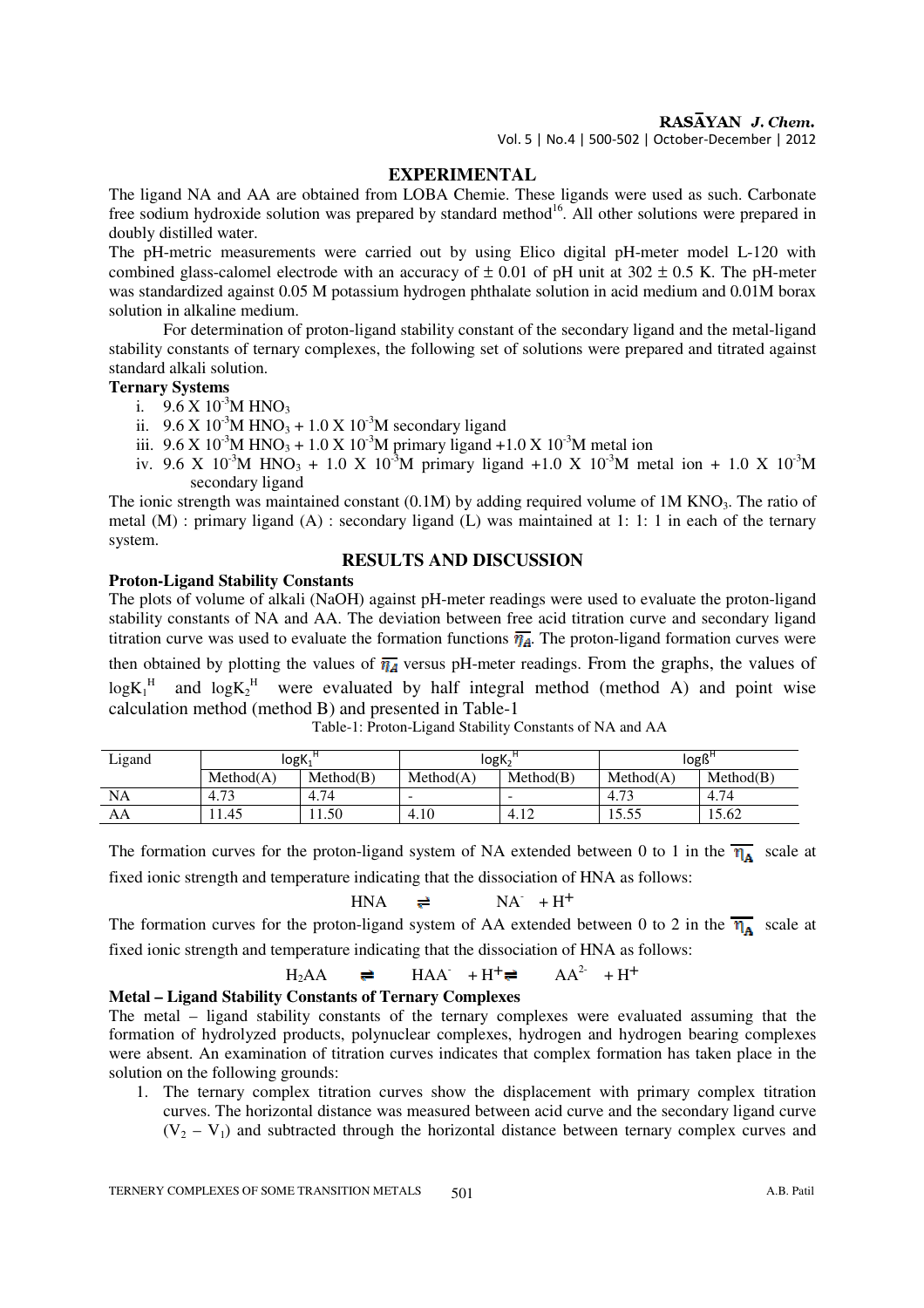## EXPERIMENTAL

The ligand NA and AA are obtained from LOBA Chemie. These ligands were used as such. Carbonate free sodium hydroxide solution was prepared by standard method[16]. All other solutions were prepared in doubly distilled water.

The pH-metric measurements were carried out by using Elico digital pH-meter model L-120 with combined glass-calomel electrode with an accuracy of $\pm$ 0.01 of pH unit at 302 $\pm$ 0.5 K. The pH-meter was standardized against 0.05 M potassium hydrogen phthalate solution in acid medium and 0.01M borax solution in alkaline medium.

For determination of proton-ligand stability constant of the secondary ligand and the metal-ligand stability constants of ternary complexes, the following set of solutions were prepared and titrated against standard alkali solution.

**Ternary Systems**

i. $9.6 \times 10^{-3}$M $HNO_3$
ii. $9.6 \times 10^{-3}$M $HNO_3$ + $1.0 \times 10^{-3}$M secondary ligand
iii. $9.6 \times 10^{-3}$M $HNO_3$ + $1.0 \times 10^{-3}$M primary ligand +$1.0 \times 10^{-3}$M metal ion
iv. $9.6 \times 10^{-3}$M $HNO_3$ + $1.0 \times 10^{-3}$M primary ligand +$1.0 \times 10^{-3}$M metal ion + $1.0 \times 10^{-3}$M secondary ligand

The ionic strength was maintained constant (0.1M) by adding required volume of 1M $KNO_3$. The ratio of metal (M) : primary ligand (A) : secondary ligand (L) was maintained at 1: 1: 1 in each of the ternary system.

## RESULTS AND DISCUSSION

**Proton-Ligand Stability Constants**

The plots of volume of alkali (NaOH) against pH-meter readings were used to evaluate the proton-ligand stability constants of NA and AA. The deviation between free acid titration curve and secondary ligand titration curve was used to evaluate the formation functions $\overline{\eta_A}$. The proton-ligand formation curves were then obtained by plotting the values of $\overline{\eta_A}$ versus pH-meter readings. From the graphs, the values of $\log K_1^H$ and $\log K_2^H$ were evaluated by half integral method (method A) and point wise calculation method (method B) and presented in Table-1

Table-1: Proton-Ligand Stability Constants of NA and AA

| Ligand | $\log K_1^H$ | | $\log K_2^H$ | | $\log \beta^H$ | |
|---|---|---|---|---|---|---|
| | Method(A) | Method(B) | Method(A) | Method(B) | Method(A) | Method(B) |
| NA | 4.73 | 4.74 | - | - | 4.73 | 4.74 |
| AA | 11.45 | 11.50 | 4.10 | 4.12 | 15.55 | 15.62 |

The formation curves for the proton-ligand system of NA extended between 0 to 1 in the $\overline{\eta_A}$ scale at fixed ionic strength and temperature indicating that the dissociation of HNA as follows:

$$HNA \rightleftharpoons NA^- + H^+$$

The formation curves for the proton-ligand system of AA extended between 0 to 2 in the $\overline{\eta_A}$ scale at fixed ionic strength and temperature indicating that the dissociation of HNA as follows:

$$H_2AA \rightleftharpoons HAA^- + H^+ \rightleftharpoons AA^{2-} + H^+$$

**Metal – Ligand Stability Constants of Ternary Complexes**

The metal – ligand stability constants of the ternary complexes were evaluated assuming that the formation of hydrolyzed products, polynuclear complexes, hydrogen and hydrogen bearing complexes were absent. An examination of titration curves indicates that complex formation has taken place in the solution on the following grounds:

1. The ternary complex titration curves show the displacement with primary complex titration curves. The horizontal distance was measured between acid curve and the secondary ligand curve ($V_2 - V_1$) and subtracted through the horizontal distance between ternary complex curves and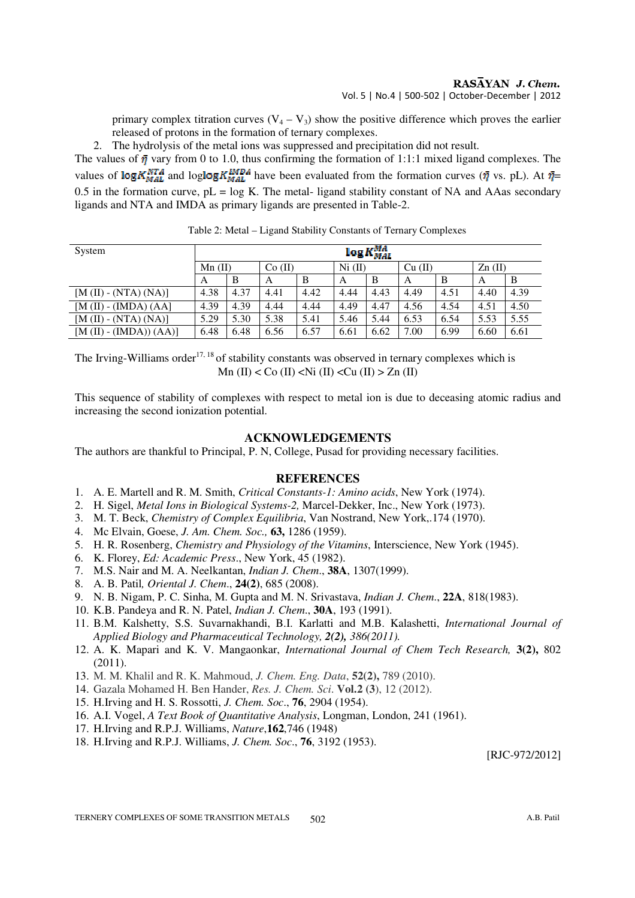primary complex titration curves ($V_4 - V_3$) show the positive difference which proves the earlier released of protons in the formation of ternary complexes.

2. The hydrolysis of the metal ions was suppressed and precipitation did not result.

The values of $\bar{\eta}$ vary from 0 to 1.0, thus confirming the formation of 1:1:1 mixed ligand complexes. The values of $\log K_{MAL}^{NTA}$ and log$\log K_{MAL}^{IMDA}$ have been evaluated from the formation curves ($\bar{\eta}$ vs. pL). At $\bar{\eta}$= 0.5 in the formation curve, pL = log K. The metal- ligand stability constant of NA and AAas secondary ligands and NTA and IMDA as primary ligands are presented in Table-2.

Table 2: Metal – Ligand Stability Constants of Ternary Complexes

| System | $\log K_{MAL}^{MA}$ | | | | | | | | | |
|---|---|---|---|---|---|---|---|---|---|---|
| | Mn (II) | | Co (II) | | Ni (II) | | Cu (II) | | Zn (II) | |
| | A | B | A | B | A | B | A | B | A | B |
| [M (II) - (NTA) (NA)] | 4.38 | 4.37 | 4.41 | 4.42 | 4.44 | 4.43 | 4.49 | 4.51 | 4.40 | 4.39 |
| [M (II) - (IMDA) (AA] | 4.39 | 4.39 | 4.44 | 4.44 | 4.49 | 4.47 | 4.56 | 4.54 | 4.51 | 4.50 |
| [M (II) - (NTA) (NA)] | 5.29 | 5.30 | 5.38 | 5.41 | 5.46 | 5.44 | 6.53 | 6.54 | 5.53 | 5.55 |
| [M (II) - (IMDA)) (AA)] | 6.48 | 6.48 | 6.56 | 6.57 | 6.61 | 6.62 | 7.00 | 6.99 | 6.60 | 6.61 |

The Irving-Williams order[17, 18] of stability constants was observed in ternary complexes which is

Mn (II) < Co (II) <Ni (II) <Cu (II) > Zn (II)

This sequence of stability of complexes with respect to metal ion is due to deceasing atomic radius and increasing the second ionization potential.

## ACKNOWLEDGEMENTS

The authors are thankful to Principal, P. N, College, Pusad for providing necessary facilities.

## REFERENCES

1. A. E. Martell and R. M. Smith, *Critical Constants-1: Amino acids*, New York (1974).
2. H. Sigel, *Metal Ions in Biological Systems-2,* Marcel-Dekker, Inc., New York (1973).
3. M. T. Beck, *Chemistry of Complex Equilibria*, Van Nostrand, New York,.174 (1970).
4. Mc Elvain, Goese, *J. Am. Chem. Soc.,* **63,** 1286 (1959).
5. H. R. Rosenberg, *Chemistry and Physiology of the Vitamins*, Interscience, New York (1945).
6. K. Florey, *Ed: Academic Press*., New York, 45 (1982).
7. M.S. Nair and M. A. Neelkantan, *Indian J. Chem*., **38A**, 1307(1999).
8. A. B. Patil*, Oriental J. Chem*., **24(2)**, 685 (2008).
9. N. B. Nigam, P. C. Sinha, M. Gupta and M. N. Srivastava, *Indian J. Chem*., **22A**, 818(1983).
10. K.B. Pandeya and R. N. Patel, *Indian J. Chem*., **30A**, 193 (1991).
11. B.M. Kalshetty, S.S. Suvarnakhandi, B.I. Karlatti and M.B. Kalashetti, *International Journal of Applied Biology and Pharmaceutical Technology, 2(2), 386(2011).*
12. A. K. Mapari and K. V. Mangaonkar, *International Journal of Chem Tech Research,* **3(2),** 802 (2011).
13. M. M. Khalil and R. K. Mahmoud, *J. Chem. Eng. Data*, **52(2),** 789 (2010).
14. Gazala Mohamed H. Ben Hander, *Res. J. Chem. Sci*. **Vol.2** (**3**), 12 (2012).
15. H.Irving and H. S. Rossotti, *J. Chem. Soc*., **76**, 2904 (1954).
16. A.I. Vogel, *A Text Book of Quantitative Analysis*, Longman, London, 241 (1961).
17. H.Irving and R.P.J. Williams, *Nature*,**162**,746 (1948)
18. H.Irving and R.P.J. Williams, *J. Chem. Soc*., **76**, 3192 (1953).

[RJC-972/2012]